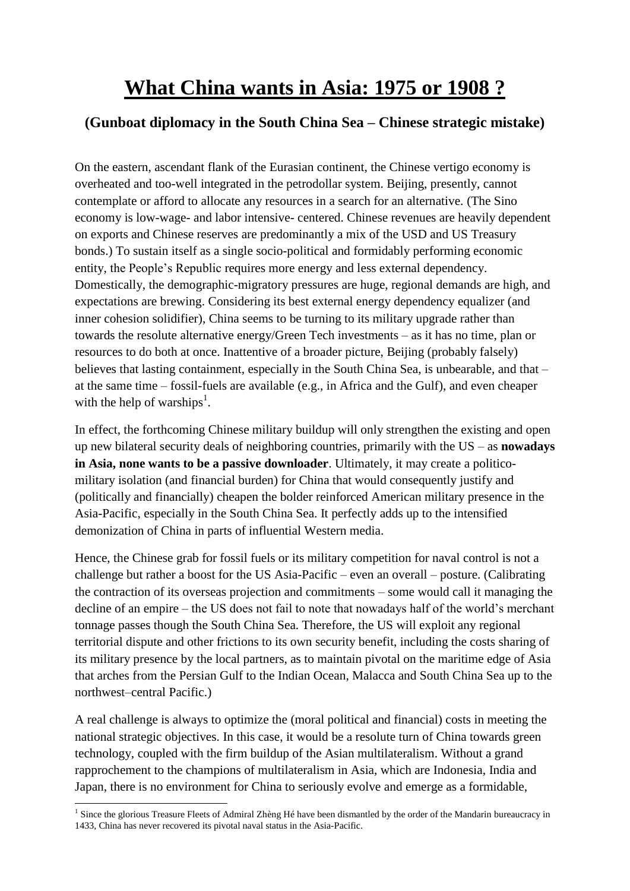# What China wants in Asia: 1975 or 1908 ?

### (Gunboat diplomacy in the South China Sea – Chinese strategic mistake)

On the eastern, ascendant flank of the Eurasian continent, the Chinese vertigo economy is overheated and too-well integrated in the petrodollar system. Beijing, presently, cannot contemplate or afford to allocate any resources in a search for an alternative. (The Sino economy is low-wage- and labor intensive- centered. Chinese revenues are heavily dependent on exports and Chinese reserves are predominantly a mix of the USD and US Treasury bonds.) To sustain itself as a single socio-political and formidably performing economic entity, the People's Republic requires more energy and less external dependency. Domestically, the demographic-migratory pressures are huge, regional demands are high, and expectations are brewing. Considering its best external energy dependency equalizer (and inner cohesion solidifier), China seems to be turning to its military upgrade rather than towards the resolute alternative energy/Green Tech investments – as it has no time, plan or resources to do both at once. Inattentive of a broader picture, Beijing (probably falsely) believes that lasting containment, especially in the South China Sea, is unbearable, and that – at the same time – fossil-fuels are available (e.g., in Africa and the Gulf), and even cheaper with the help of warships[1].

In effect, the forthcoming Chinese military buildup will only strengthen the existing and open up new bilateral security deals of neighboring countries, primarily with the US – as **nowadays in Asia, none wants to be a passive downloader**. Ultimately, it may create a politico-military isolation (and financial burden) for China that would consequently justify and (politically and financially) cheapen the bolder reinforced American military presence in the Asia-Pacific, especially in the South China Sea. It perfectly adds up to the intensified demonization of China in parts of influential Western media.

Hence, the Chinese grab for fossil fuels or its military competition for naval control is not a challenge but rather a boost for the US Asia-Pacific – even an overall – posture. (Calibrating the contraction of its overseas projection and commitments – some would call it managing the decline of an empire – the US does not fail to note that nowadays half of the world's merchant tonnage passes though the South China Sea. Therefore, the US will exploit any regional territorial dispute and other frictions to its own security benefit, including the costs sharing of its military presence by the local partners, as to maintain pivotal on the maritime edge of Asia that arches from the Persian Gulf to the Indian Ocean, Malacca and South China Sea up to the northwest–central Pacific.)

A real challenge is always to optimize the (moral political and financial) costs in meeting the national strategic objectives. In this case, it would be a resolute turn of China towards green technology, coupled with the firm buildup of the Asian multilateralism. Without a grand rapprochement to the champions of multilateralism in Asia, which are Indonesia, India and Japan, there is no environment for China to seriously evolve and emerge as a formidable,

[1] Since the glorious Treasure Fleets of Admiral Zhèng Hé have been dismantled by the order of the Mandarin bureaucracy in 1433, China has never recovered its pivotal naval status in the Asia-Pacific.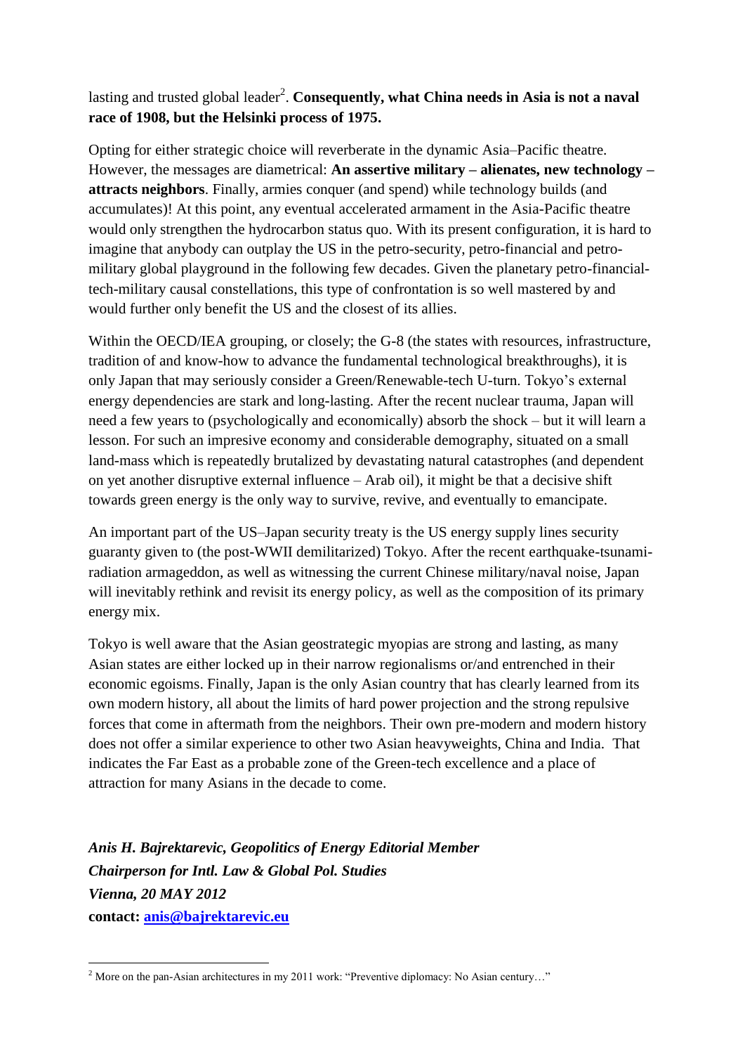lasting and trusted global leader[2]. **Consequently, what China needs in Asia is not a naval race of 1908, but the Helsinki process of 1975.**

Opting for either strategic choice will reverberate in the dynamic Asia–Pacific theatre. However, the messages are diametrical: **An assertive military – alienates, new technology – attracts neighbors**. Finally, armies conquer (and spend) while technology builds (and accumulates)! At this point, any eventual accelerated armament in the Asia-Pacific theatre would only strengthen the hydrocarbon status quo. With its present configuration, it is hard to imagine that anybody can outplay the US in the petro-security, petro-financial and petro-military global playground in the following few decades. Given the planetary petro-financial-tech-military causal constellations, this type of confrontation is so well mastered by and would further only benefit the US and the closest of its allies.

Within the OECD/IEA grouping, or closely; the G-8 (the states with resources, infrastructure, tradition of and know-how to advance the fundamental technological breakthroughs), it is only Japan that may seriously consider a Green/Renewable-tech U-turn. Tokyo's external energy dependencies are stark and long-lasting. After the recent nuclear trauma, Japan will need a few years to (psychologically and economically) absorb the shock – but it will learn a lesson. For such an impresive economy and considerable demography, situated on a small land-mass which is repeatedly brutalized by devastating natural catastrophes (and dependent on yet another disruptive external influence – Arab oil), it might be that a decisive shift towards green energy is the only way to survive, revive, and eventually to emancipate.

An important part of the US–Japan security treaty is the US energy supply lines security guaranty given to (the post-WWII demilitarized) Tokyo. After the recent earthquake-tsunami-radiation armageddon, as well as witnessing the current Chinese military/naval noise, Japan will inevitably rethink and revisit its energy policy, as well as the composition of its primary energy mix.

Tokyo is well aware that the Asian geostrategic myopias are strong and lasting, as many Asian states are either locked up in their narrow regionalisms or/and entrenched in their economic egoisms. Finally, Japan is the only Asian country that has clearly learned from its own modern history, all about the limits of hard power projection and the strong repulsive forces that come in aftermath from the neighbors. Their own pre-modern and modern history does not offer a similar experience to other two Asian heavyweights, China and India. That indicates the Far East as a probable zone of the Green-tech excellence and a place of attraction for many Asians in the decade to come.

***Anis H. Bajrektarevic, Geopolitics of Energy Editorial Member***
***Chairperson for Intl. Law & Global Pol. Studies***
***Vienna, 20 MAY 2012***
**contact: anis@bajrektarevic.eu**

[2] More on the pan-Asian architectures in my 2011 work: "Preventive diplomacy: No Asian century…"